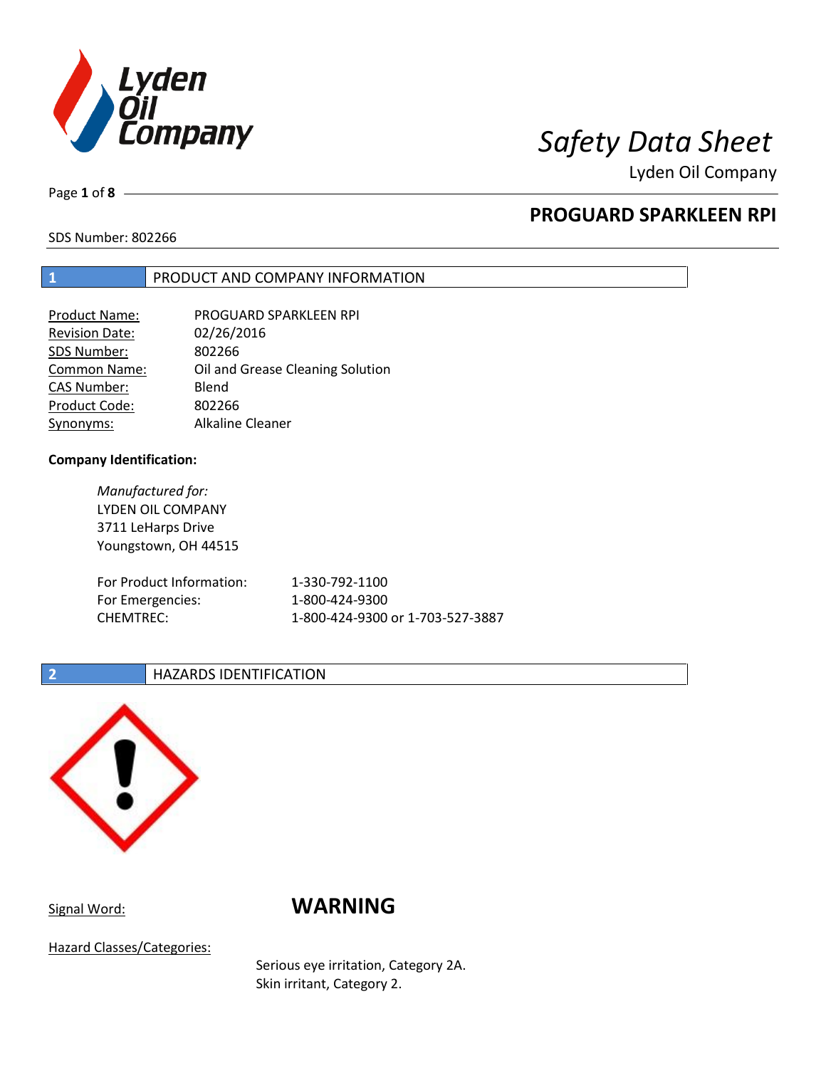# Safety Data Sheet

Lyden Oil Company

## PROGUARD SPARKLEEN RPI

SDS Number: 802266

## 1 PRODUCT AND COMPANY INFORMATION

| | |
|---|---|
| Product Name: | PROGUARD SPARKLEEN RPI |
| Revision Date: | 02/26/2016 |
| SDS Number: | 802266 |
| Common Name: | Oil and Grease Cleaning Solution |
| CAS Number: | Blend |
| Product Code: | 802266 |
| Synonyms: | Alkaline Cleaner |

**Company Identification:**

*Manufactured for:*
LYDEN OIL COMPANY
3711 LeHarps Drive
Youngstown, OH 44515

| | |
|---|---|
| For Product Information: | 1-330-792-1100 |
| For Emergencies: | 1-800-424-9300 |
| CHEMTREC: | 1-800-424-9300 or 1-703-527-3887 |

## 2 HAZARDS IDENTIFICATION

Signal Word: **WARNING**

Hazard Classes/Categories:

Serious eye irritation, Category 2A.
Skin irritant, Category 2.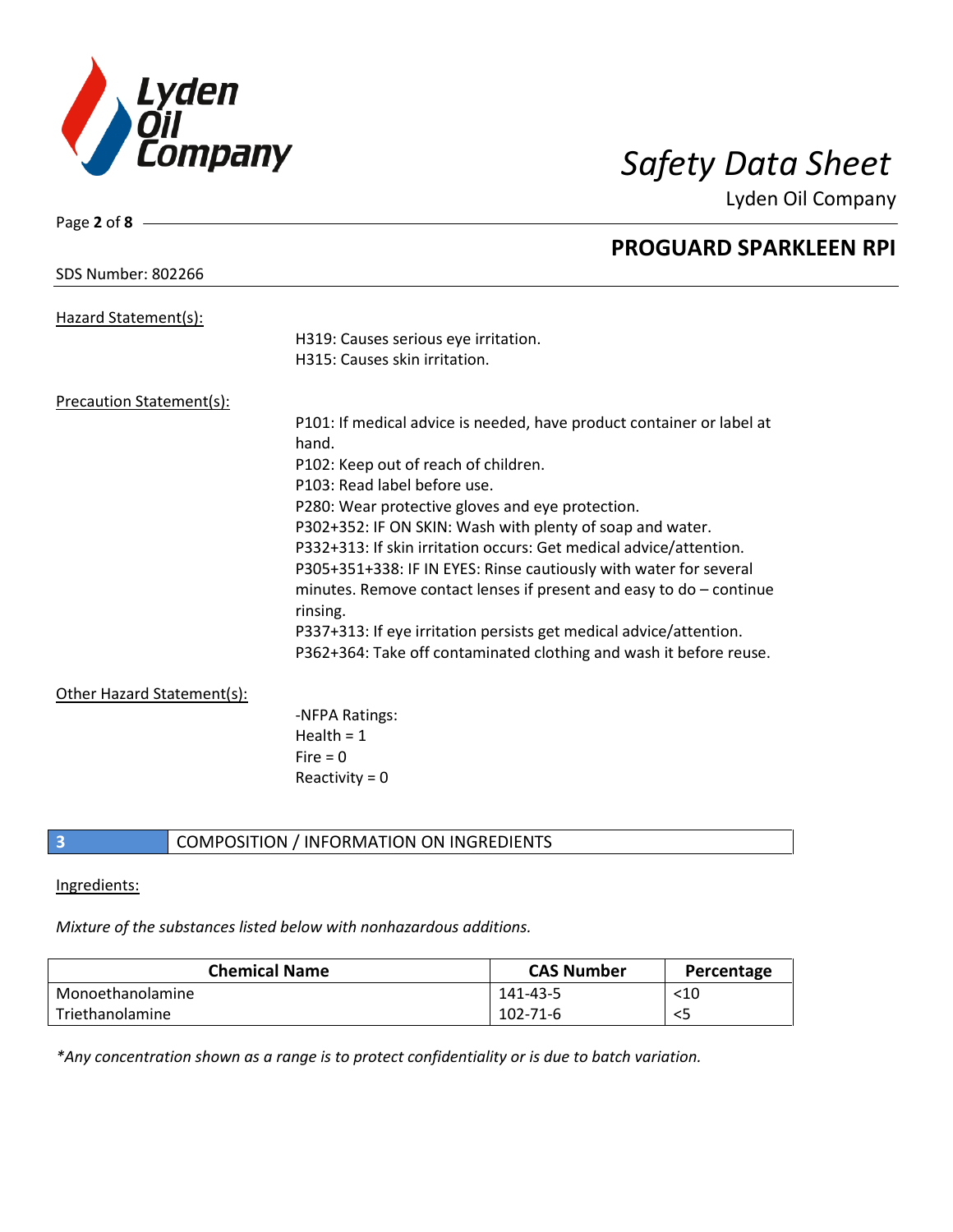SDS Number: 802266

**PROGUARD SPARKLEEN RPI**

Hazard Statement(s):

H319: Causes serious eye irritation.
H315: Causes skin irritation.

Precaution Statement(s):

P101: If medical advice is needed, have product container or label at hand.
P102: Keep out of reach of children.
P103: Read label before use.
P280: Wear protective gloves and eye protection.
P302+352: IF ON SKIN: Wash with plenty of soap and water.
P332+313: If skin irritation occurs: Get medical advice/attention.
P305+351+338: IF IN EYES: Rinse cautiously with water for several minutes. Remove contact lenses if present and easy to do – continue rinsing.
P337+313: If eye irritation persists get medical advice/attention.
P362+364: Take off contaminated clothing and wash it before reuse.

Other Hazard Statement(s):

-NFPA Ratings:
Health = 1
Fire = 0
Reactivity = 0

## 3 COMPOSITION / INFORMATION ON INGREDIENTS

Ingredients:

*Mixture of the substances listed below with nonhazardous additions.*

| Chemical Name | CAS Number | Percentage |
|---|---|---|
| Monoethanolamine | 141-43-5 | <10 |
| Triethanolamine | 102-71-6 | <5 |

*\*Any concentration shown as a range is to protect confidentiality or is due to batch variation.*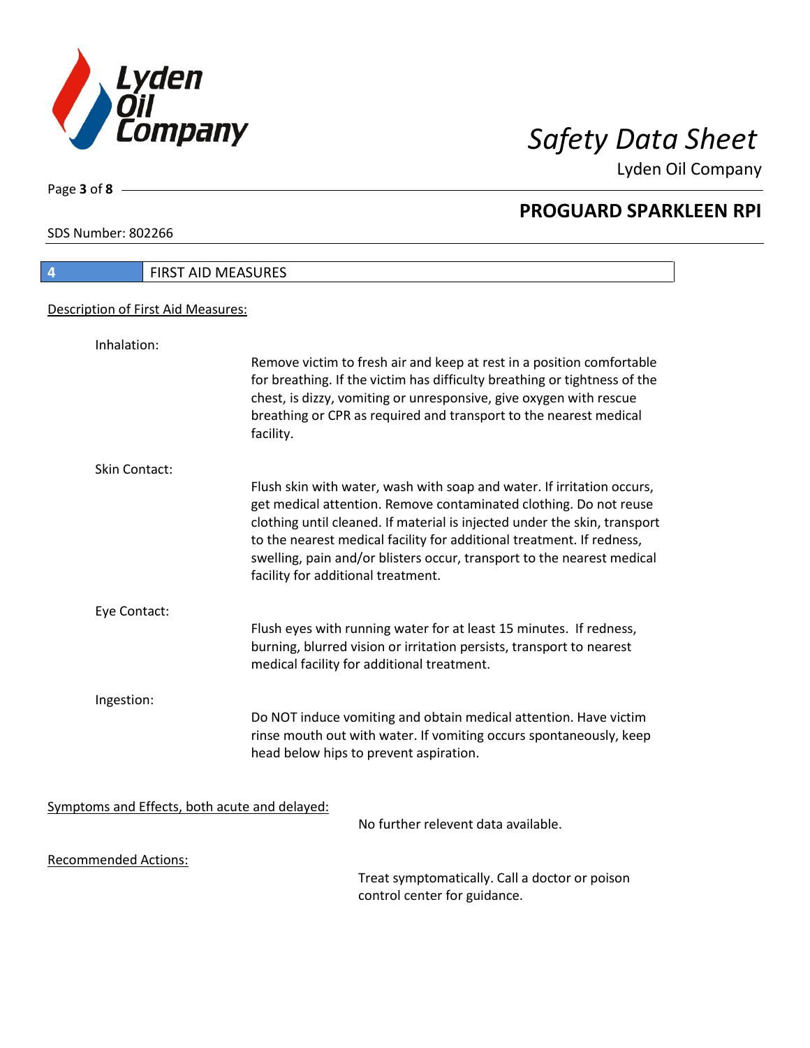## 4 FIRST AID MEASURES

Description of First Aid Measures:

**Inhalation:**

Remove victim to fresh air and keep at rest in a position comfortable for breathing. If the victim has difficulty breathing or tightness of the chest, is dizzy, vomiting or unresponsive, give oxygen with rescue breathing or CPR as required and transport to the nearest medical facility.

**Skin Contact:**

Flush skin with water, wash with soap and water. If irritation occurs, get medical attention. Remove contaminated clothing. Do not reuse clothing until cleaned. If material is injected under the skin, transport to the nearest medical facility for additional treatment. If redness, swelling, pain and/or blisters occur, transport to the nearest medical facility for additional treatment.

**Eye Contact:**

Flush eyes with running water for at least 15 minutes. If redness, burning, blurred vision or irritation persists, transport to nearest medical facility for additional treatment.

**Ingestion:**

Do NOT induce vomiting and obtain medical attention. Have victim rinse mouth out with water. If vomiting occurs spontaneously, keep head below hips to prevent aspiration.

Symptoms and Effects, both acute and delayed:

No further relevent data available.

Recommended Actions:

Treat symptomatically. Call a doctor or poison control center for guidance.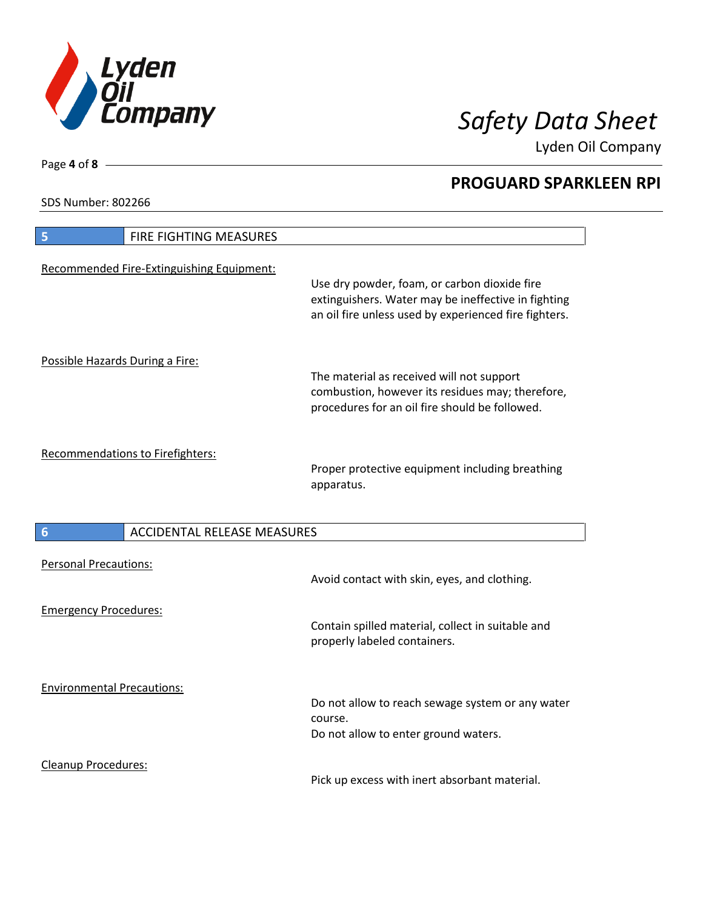## 5 FIRE FIGHTING MEASURES

Recommended Fire-Extinguishing Equipment:

Use dry powder, foam, or carbon dioxide fire extinguishers. Water may be ineffective in fighting an oil fire unless used by experienced fire fighters.

Possible Hazards During a Fire:

The material as received will not support combustion, however its residues may; therefore, procedures for an oil fire should be followed.

Recommendations to Firefighters:

Proper protective equipment including breathing apparatus.

## 6 ACCIDENTAL RELEASE MEASURES

Personal Precautions:

Avoid contact with skin, eyes, and clothing.

Emergency Procedures:

Contain spilled material, collect in suitable and properly labeled containers.

Environmental Precautions:

Do not allow to reach sewage system or any water course.
Do not allow to enter ground waters.

Cleanup Procedures:

Pick up excess with inert absorbant material.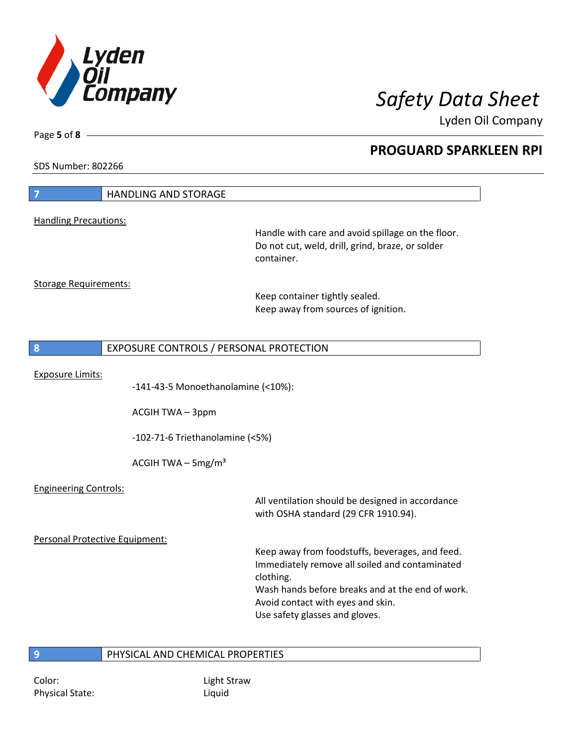## 7 HANDLING AND STORAGE

Handling Precautions:

Handle with care and avoid spillage on the floor.
Do not cut, weld, drill, grind, braze, or solder container.

Storage Requirements:

Keep container tightly sealed.
Keep away from sources of ignition.

## 8 EXPOSURE CONTROLS / PERSONAL PROTECTION

Exposure Limits:

-141-43-5 Monoethanolamine (<10%):

ACGIH TWA – 3ppm

-102-71-6 Triethanolamine (<5%)

ACGIH TWA – 5mg/m³

Engineering Controls:

All ventilation should be designed in accordance with OSHA standard (29 CFR 1910.94).

Personal Protective Equipment:

Keep away from foodstuffs, beverages, and feed.
Immediately remove all soiled and contaminated clothing.
Wash hands before breaks and at the end of work.
Avoid contact with eyes and skin.
Use safety glasses and gloves.

## 9 PHYSICAL AND CHEMICAL PROPERTIES

| | |
|---|---|
| Color: | Light Straw |
| Physical State: | Liquid |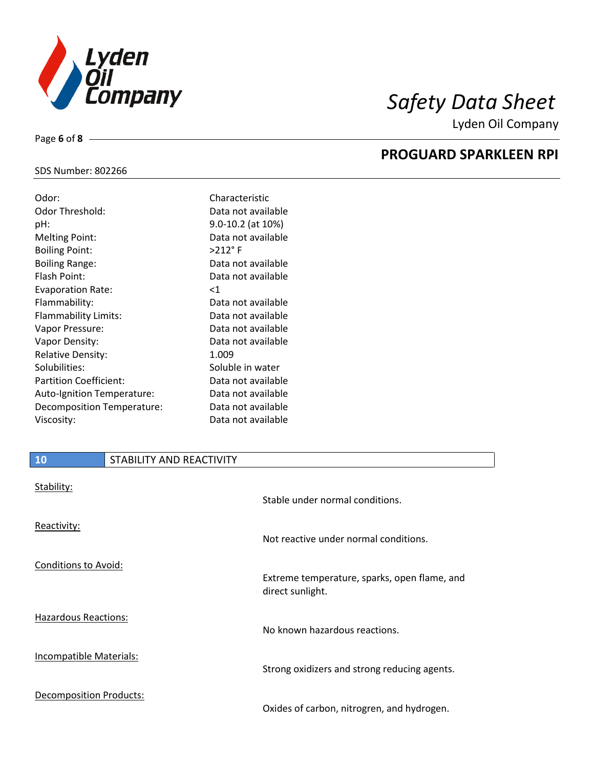| | |
|---|---|
| Odor: | Characteristic |
| Odor Threshold: | Data not available |
| pH: | 9.0-10.2 (at 10%) |
| Melting Point: | Data not available |
| Boiling Point: | >212° F |
| Boiling Range: | Data not available |
| Flash Point: | Data not available |
| Evaporation Rate: | <1 |
| Flammability: | Data not available |
| Flammability Limits: | Data not available |
| Vapor Pressure: | Data not available |
| Vapor Density: | Data not available |
| Relative Density: | 1.009 |
| Solubilities: | Soluble in water |
| Partition Coefficient: | Data not available |
| Auto-Ignition Temperature: | Data not available |
| Decomposition Temperature: | Data not available |
| Viscosity: | Data not available |

## 10 STABILITY AND REACTIVITY

**Stability:**

Stable under normal conditions.

**Reactivity:**

Not reactive under normal conditions.

**Conditions to Avoid:**

Extreme temperature, sparks, open flame, and direct sunlight.

**Hazardous Reactions:**

No known hazardous reactions.

**Incompatible Materials:**

Strong oxidizers and strong reducing agents.

**Decomposition Products:**

Oxides of carbon, nitrogren, and hydrogen.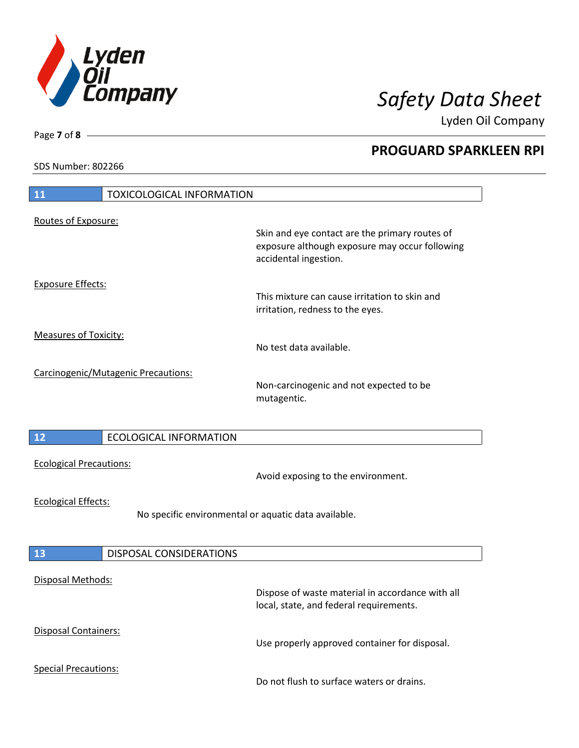## 11 TOXICOLOGICAL INFORMATION

Routes of Exposure:

Skin and eye contact are the primary routes of exposure although exposure may occur following accidental ingestion.

Exposure Effects:

This mixture can cause irritation to skin and irritation, redness to the eyes.

Measures of Toxicity:

No test data available.

Carcinogenic/Mutagenic Precautions:

Non-carcinogenic and not expected to be mutagentic.

## 12 ECOLOGICAL INFORMATION

Ecological Precautions:

Avoid exposing to the environment.

Ecological Effects:

No specific environmental or aquatic data available.

## 13 DISPOSAL CONSIDERATIONS

Disposal Methods:

Dispose of waste material in accordance with all local, state, and federal requirements.

Disposal Containers:

Use properly approved container for disposal.

Special Precautions:

Do not flush to surface waters or drains.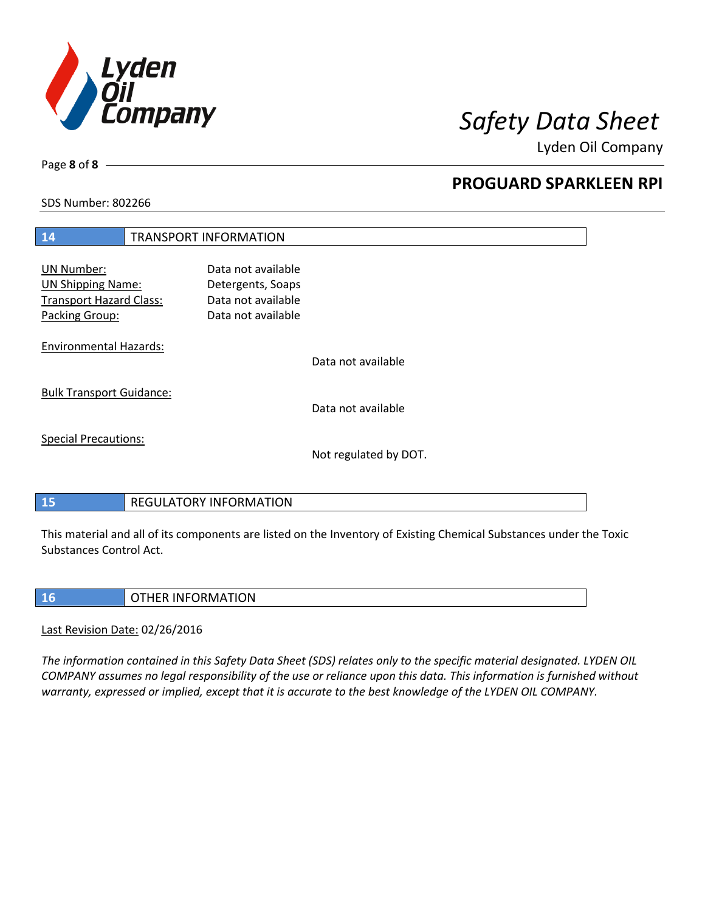## 14 TRANSPORT INFORMATION

| | |
|---|---|
| UN Number: | Data not available |
| UN Shipping Name: | Detergents, Soaps |
| Transport Hazard Class: | Data not available |
| Packing Group: | Data not available |

Environmental Hazards:

Data not available

Bulk Transport Guidance:

Data not available

Special Precautions:

Not regulated by DOT.

## 15 REGULATORY INFORMATION

This material and all of its components are listed on the Inventory of Existing Chemical Substances under the Toxic Substances Control Act.

## 16 OTHER INFORMATION

Last Revision Date: 02/26/2016

*The information contained in this Safety Data Sheet (SDS) relates only to the specific material designated. LYDEN OIL COMPANY assumes no legal responsibility of the use or reliance upon this data. This information is furnished without warranty, expressed or implied, except that it is accurate to the best knowledge of the LYDEN OIL COMPANY.*